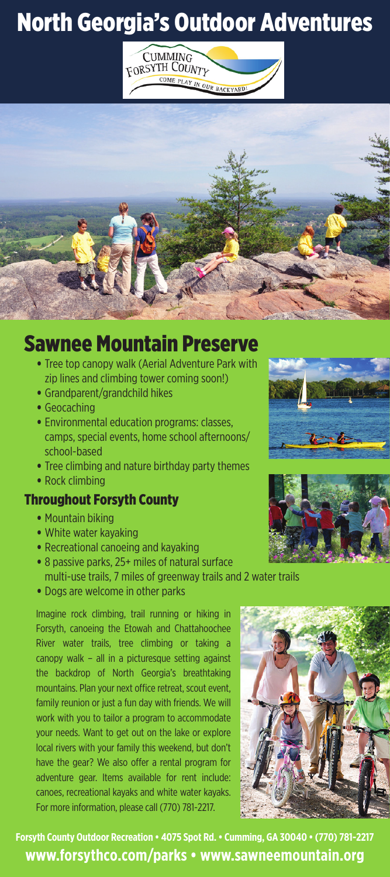# North Georgia's Outdoor Adventures

CUMMING
FORSYTH COUNTY
COME PLAY IN OUR BACKYARD!

## Sawnee Mountain Preserve

- Tree top canopy walk (Aerial Adventure Park with zip lines and climbing tower coming soon!)
- Grandparent/grandchild hikes
- Geocaching
- Environmental education programs: classes, camps, special events, home school afternoons/school-based
- Tree climbing and nature birthday party themes
- Rock climbing

### Throughout Forsyth County

- Mountain biking
- White water kayaking
- Recreational canoeing and kayaking
- 8 passive parks, 25+ miles of natural surface multi-use trails, 7 miles of greenway trails and 2 water trails
- Dogs are welcome in other parks

Imagine rock climbing, trail running or hiking in Forsyth, canoeing the Etowah and Chattahoochee River water trails, tree climbing or taking a canopy walk – all in a picturesque setting against the backdrop of North Georgia's breathtaking mountains. Plan your next office retreat, scout event, family reunion or just a fun day with friends. We will work with you to tailor a program to accommodate your needs. Want to get out on the lake or explore local rivers with your family this weekend, but don't have the gear? We also offer a rental program for adventure gear. Items available for rent include: canoes, recreational kayaks and white water kayaks. For more information, please call (770) 781-2217.

**Forsyth County Outdoor Recreation • 4075 Spot Rd. • Cumming, GA 30040 • (770) 781-2217**

**www.forsythco.com/parks • www.sawneemountain.org**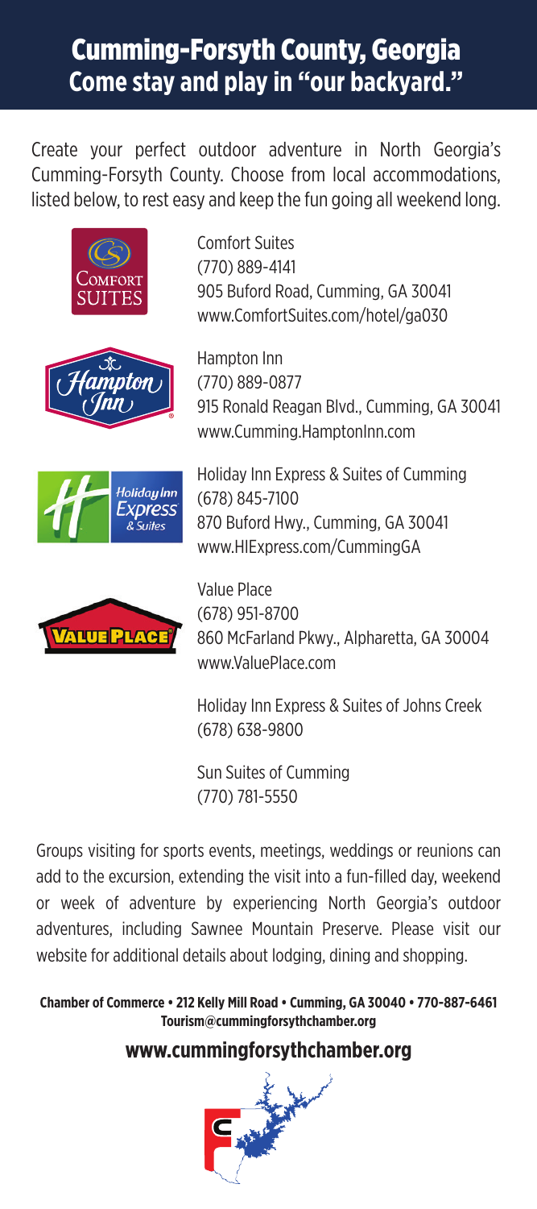# Cumming-Forsyth County, Georgia
## Come stay and play in "our backyard."

Create your perfect outdoor adventure in North Georgia's Cumming-Forsyth County. Choose from local accommodations, listed below, to rest easy and keep the fun going all weekend long.

Comfort Suites
(770) 889-4141
905 Buford Road, Cumming, GA 30041
www.ComfortSuites.com/hotel/ga030

Hampton Inn
(770) 889-0877
915 Ronald Reagan Blvd., Cumming, GA 30041
www.Cumming.HamptonInn.com

Holiday Inn Express & Suites of Cumming
(678) 845-7100
870 Buford Hwy., Cumming, GA 30041
www.HIExpress.com/CummingGA

Value Place
(678) 951-8700
860 McFarland Pkwy., Alpharetta, GA 30004
www.ValuePlace.com

Holiday Inn Express & Suites of Johns Creek
(678) 638-9800

Sun Suites of Cumming
(770) 781-5550

Groups visiting for sports events, meetings, weddings or reunions can add to the excursion, extending the visit into a fun-filled day, weekend or week of adventure by experiencing North Georgia's outdoor adventures, including Sawnee Mountain Preserve. Please visit our website for additional details about lodging, dining and shopping.

**Chamber of Commerce • 212 Kelly Mill Road • Cumming, GA 30040 • 770-887-6461**
**Tourism@cummingforsythchamber.org**

**www.cummingforsythchamber.org**